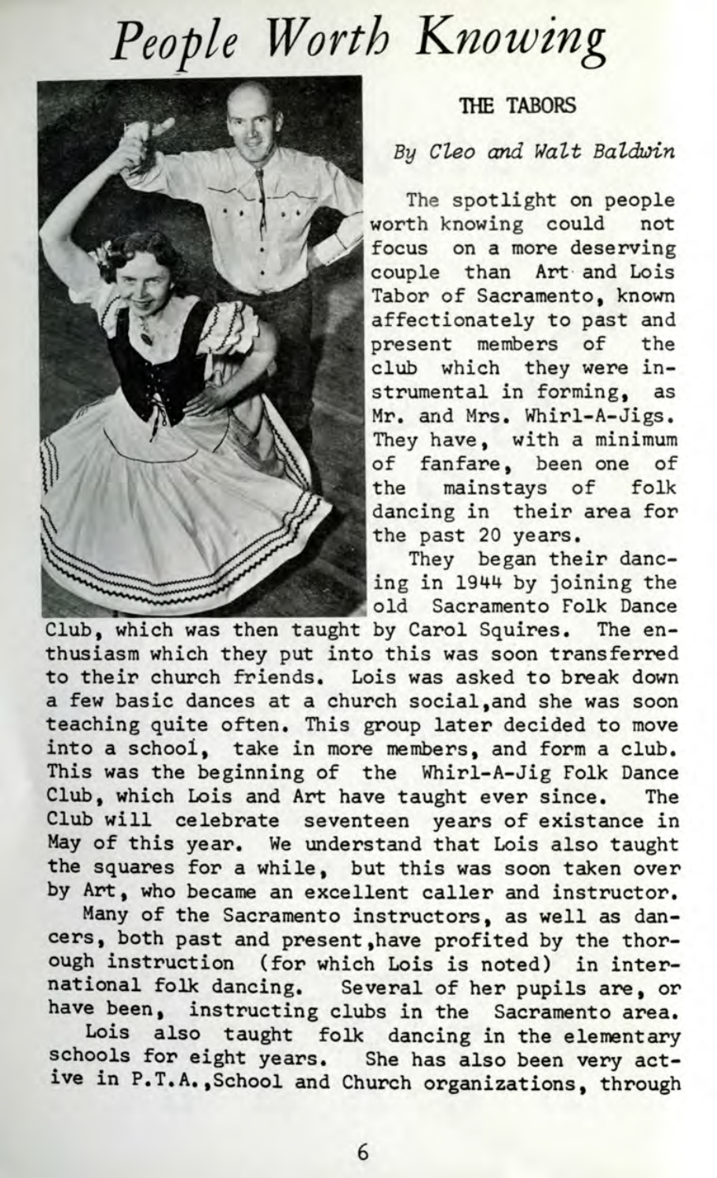# People Worth Knowing

## THE TABORS

*By Cleo and Walt Baldwin*

The spotlight on people worth knowing could not focus on a more deserving couple than Art and Lois Tabor of Sacramento, known affectionately to past and present members of the club which they were instrumental in forming, as Mr. and Mrs. Whirl-A-Jigs. They have, with a minimum of fanfare, been one of the mainstays of folk dancing in their area for the past 20 years.

They began their dancing in 1944 by joining the old Sacramento Folk Dance Club, which was then taught by Carol Squires. The enthusiasm which they put into this was soon transferred to their church friends. Lois was asked to break down a few basic dances at a church social,and she was soon teaching quite often. This group later decided to move into a school, take in more members, and form a club. This was the beginning of the Whirl-A-Jig Folk Dance Club, which Lois and Art have taught ever since. The Club will celebrate seventeen years of existance in May of this year. We understand that Lois also taught the squares for a while, but this was soon taken over by Art, who became an excellent caller and instructor.

Many of the Sacramento instructors, as well as dancers, both past and present,have profited by the thorough instruction (for which Lois is noted) in international folk dancing. Several of her pupils are, or have been, instructing clubs in the Sacramento area.

Lois also taught folk dancing in the elementary schools for eight years. She has also been very active in P.T.A.,School and Church organizations, through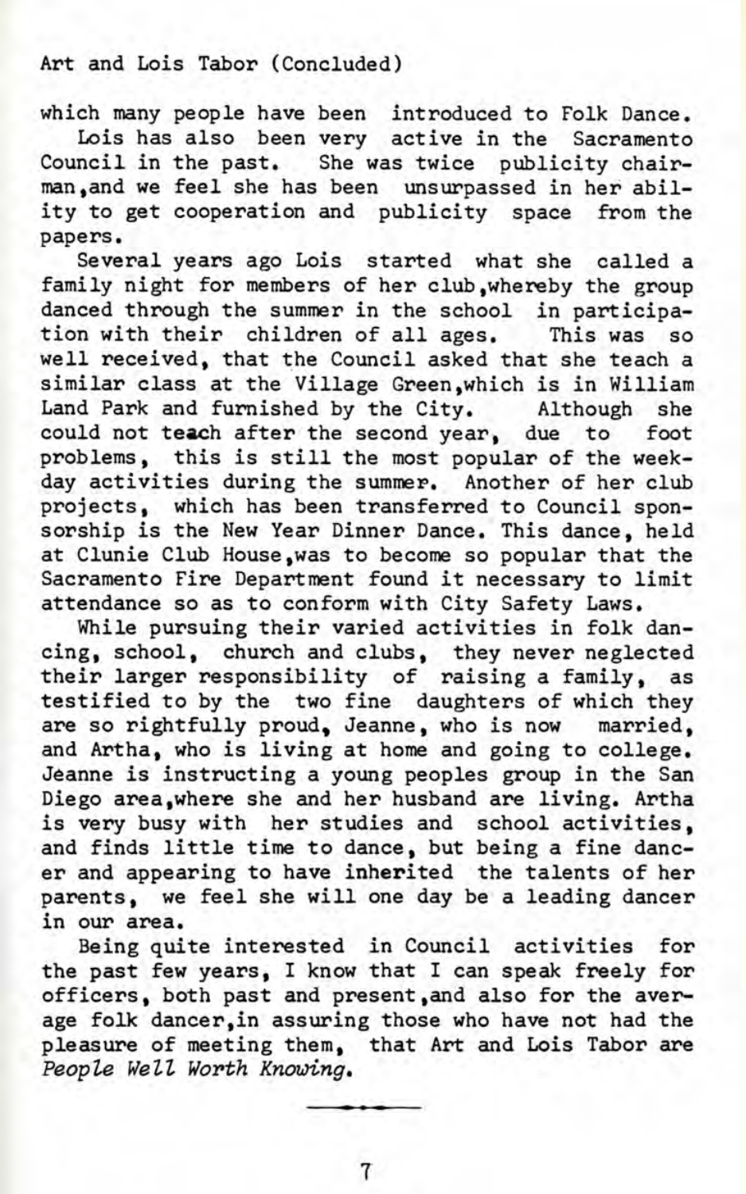Art and Lois Tabor (Concluded)

which many people have been introduced to Folk Dance.

Lois has also been very active in the Sacramento Council in the past. She was twice publicity chairman, and we feel she has been unsurpassed in her ability to get cooperation and publicity space from the papers.

Several years ago Lois started what she called a family night for members of her club, whereby the group danced through the summer in the school in participation with their children of all ages. This was so well received, that the Council asked that she teach a similar class at the Village Green, which is in William Land Park and furnished by the City. Although she could not teach after the second year, due to foot problems, this is still the most popular of the weekday activities during the summer. Another of her club projects, which has been transferred to Council sponsorship is the New Year Dinner Dance. This dance, held at Clunie Club House, was to become so popular that the Sacramento Fire Department found it necessary to limit attendance so as to conform with City Safety Laws.

While pursuing their varied activities in folk dancing, school, church and clubs, they never neglected their larger responsibility of raising a family, as testified to by the two fine daughters of which they are so rightfully proud, Jeanne, who is now married, and Artha, who is living at home and going to college. Jeanne is instructing a young peoples group in the San Diego area, where she and her husband are living. Artha is very busy with her studies and school activities, and finds little time to dance, but being a fine dancer and appearing to have inherited the talents of her parents, we feel she will one day be a leading dancer in our area.

Being quite interested in Council activities for the past few years, I know that I can speak freely for officers, both past and present, and also for the average folk dancer, in assuring those who have not had the pleasure of meeting them, that Art and Lois Tabor are *People Well Worth Knowing.*

---